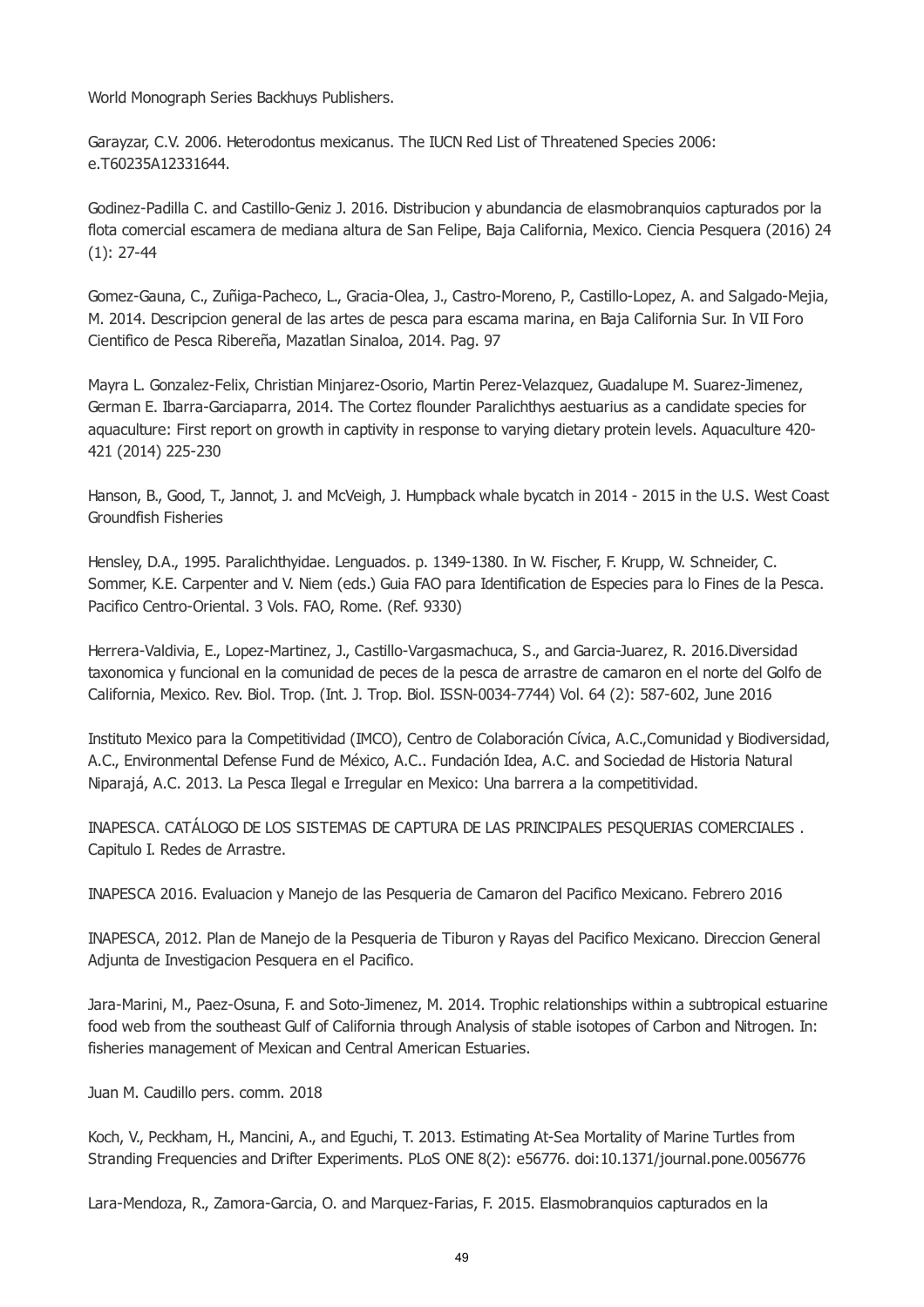World Monograph Series Backhuys Publishers.

Garayzar, C.V. 2006. Heterodontus mexicanus. The IUCN Red List of Threatened Species 2006: e.T60235A12331644.

Godinez-Padilla C. and Castillo-Geniz J. 2016. Distribucion y abundancia de elasmobranquios capturados por la flota comercial escamera de mediana altura de San Felipe, Baja California, Mexico. Ciencia Pesquera (2016) 24 (1): 27-44

Gomez-Gauna, C., Zuñiga-Pacheco, L., Gracia-Olea, J., Castro-Moreno, P., Castillo-Lopez, A. and Salgado-Mejia, M. 2014. Descripcion general de las artes de pesca para escama marina, en Baja California Sur. In VII Foro Cientifico de Pesca Ribereña, Mazatlan Sinaloa, 2014. Pag. 97

Mayra L. Gonzalez-Felix, Christian Minjarez-Osorio, Martin Perez-Velazquez, Guadalupe M. Suarez-Jimenez, German E. Ibarra-Garciaparra, 2014. The Cortez flounder Paralichthys aestuarius as a candidate species for aquaculture: First report on growth in captivity in response to varying dietary protein levels. Aquaculture 420-421 (2014) 225-230

Hanson, B., Good, T., Jannot, J. and McVeigh, J. Humpback whale bycatch in 2014 - 2015 in the U.S. West Coast Groundfish Fisheries

Hensley, D.A., 1995. Paralichthyidae. Lenguados. p. 1349-1380. In W. Fischer, F. Krupp, W. Schneider, C. Sommer, K.E. Carpenter and V. Niem (eds.) Guia FAO para Identification de Especies para lo Fines de la Pesca. Pacifico Centro-Oriental. 3 Vols. FAO, Rome. (Ref. 9330)

Herrera-Valdivia, E., Lopez-Martinez, J., Castillo-Vargasmachuca, S., and Garcia-Juarez, R. 2016.Diversidad taxonomica y funcional en la comunidad de peces de la pesca de arrastre de camaron en el norte del Golfo de California, Mexico. Rev. Biol. Trop. (Int. J. Trop. Biol. ISSN-0034-7744) Vol. 64 (2): 587-602, June 2016

Instituto Mexico para la Competitividad (IMCO), Centro de Colaboración Cívica, A.C.,Comunidad y Biodiversidad, A.C., Environmental Defense Fund de México, A.C.. Fundación Idea, A.C. and Sociedad de Historia Natural Niparajá, A.C. 2013. La Pesca Ilegal e Irregular en Mexico: Una barrera a la competitividad.

INAPESCA. CATÁLOGO DE LOS SISTEMAS DE CAPTURA DE LAS PRINCIPALES PESQUERIAS COMERCIALES . Capitulo I. Redes de Arrastre.

INAPESCA 2016. Evaluacion y Manejo de las Pesqueria de Camaron del Pacifico Mexicano. Febrero 2016

INAPESCA, 2012. Plan de Manejo de la Pesqueria de Tiburon y Rayas del Pacifico Mexicano. Direccion General Adjunta de Investigacion Pesquera en el Pacifico.

Jara-Marini, M., Paez-Osuna, F. and Soto-Jimenez, M. 2014. Trophic relationships within a subtropical estuarine food web from the southeast Gulf of California through Analysis of stable isotopes of Carbon and Nitrogen. In: fisheries management of Mexican and Central American Estuaries.

Juan M. Caudillo pers. comm. 2018

Koch, V., Peckham, H., Mancini, A., and Eguchi, T. 2013. Estimating At-Sea Mortality of Marine Turtles from Stranding Frequencies and Drifter Experiments. PLoS ONE 8(2): e56776. doi:10.1371/journal.pone.0056776

Lara-Mendoza, R., Zamora-Garcia, O. and Marquez-Farias, F. 2015. Elasmobranquios capturados en la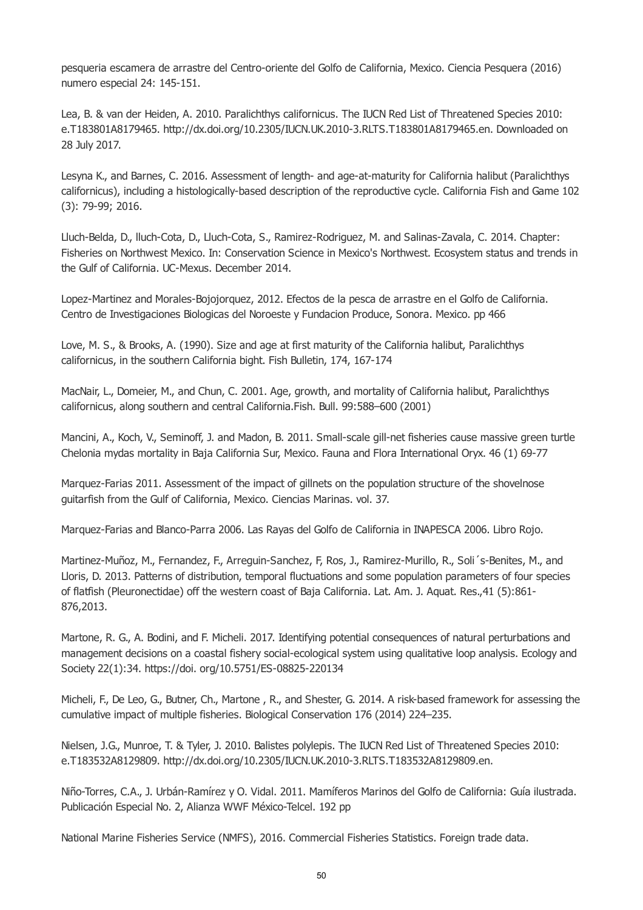pesqueria escamera de arrastre del Centro-oriente del Golfo de California, Mexico. Ciencia Pesquera (2016) numero especial 24: 145-151.

Lea, B. & van der Heiden, A. 2010. Paralichthys californicus. The IUCN Red List of Threatened Species 2010: e.T183801A8179465. http://dx.doi.org/10.2305/IUCN.UK.2010-3.RLTS.T183801A8179465.en. Downloaded on 28 July 2017.

Lesyna K., and Barnes, C. 2016. Assessment of length- and age-at-maturity for California halibut (Paralichthys californicus), including a histologically-based description of the reproductive cycle. California Fish and Game 102 (3): 79-99; 2016.

Lluch-Belda, D., lluch-Cota, D., Lluch-Cota, S., Ramirez-Rodriguez, M. and Salinas-Zavala, C. 2014. Chapter: Fisheries on Northwest Mexico. In: Conservation Science in Mexico's Northwest. Ecosystem status and trends in the Gulf of California. UC-Mexus. December 2014.

Lopez-Martinez and Morales-Bojojorquez, 2012. Efectos de la pesca de arrastre en el Golfo de California. Centro de Investigaciones Biologicas del Noroeste y Fundacion Produce, Sonora. Mexico. pp 466

Love, M. S., & Brooks, A. (1990). Size and age at first maturity of the California halibut, Paralichthys californicus, in the southern California bight. Fish Bulletin, 174, 167-174

MacNair, L., Domeier, M., and Chun, C. 2001. Age, growth, and mortality of California halibut, Paralichthys californicus, along southern and central California.Fish. Bull. 99:588–600 (2001)

Mancini, A., Koch, V., Seminoff, J. and Madon, B. 2011. Small-scale gill-net fisheries cause massive green turtle Chelonia mydas mortality in Baja California Sur, Mexico. Fauna and Flora International Oryx. 46 (1) 69-77

Marquez-Farias 2011. Assessment of the impact of gillnets on the population structure of the shovelnose guitarfish from the Gulf of California, Mexico. Ciencias Marinas. vol. 37.

Marquez-Farias and Blanco-Parra 2006. Las Rayas del Golfo de California in INAPESCA 2006. Libro Rojo.

Martinez-Muñoz, M., Fernandez, F., Arreguin-Sanchez, F, Ros, J., Ramirez-Murillo, R., Soli´s-Benites, M., and Lloris, D. 2013. Patterns of distribution, temporal fluctuations and some population parameters of four species of flatfish (Pleuronectidae) off the western coast of Baja California. Lat. Am. J. Aquat. Res.,41 (5):861-876,2013.

Martone, R. G., A. Bodini, and F. Micheli. 2017. Identifying potential consequences of natural perturbations and management decisions on a coastal fishery social-ecological system using qualitative loop analysis. Ecology and Society 22(1):34. https://doi. org/10.5751/ES-08825-220134

Micheli, F., De Leo, G., Butner, Ch., Martone , R., and Shester, G. 2014. A risk-based framework for assessing the cumulative impact of multiple fisheries. Biological Conservation 176 (2014) 224–235.

Nielsen, J.G., Munroe, T. & Tyler, J. 2010. Balistes polylepis. The IUCN Red List of Threatened Species 2010: e.T183532A8129809. http://dx.doi.org/10.2305/IUCN.UK.2010-3.RLTS.T183532A8129809.en.

Niño-Torres, C.A., J. Urbán-Ramírez y O. Vidal. 2011. Mamíferos Marinos del Golfo de California: Guía ilustrada. Publicación Especial No. 2, Alianza WWF México-Telcel. 192 pp

National Marine Fisheries Service (NMFS), 2016. Commercial Fisheries Statistics. Foreign trade data.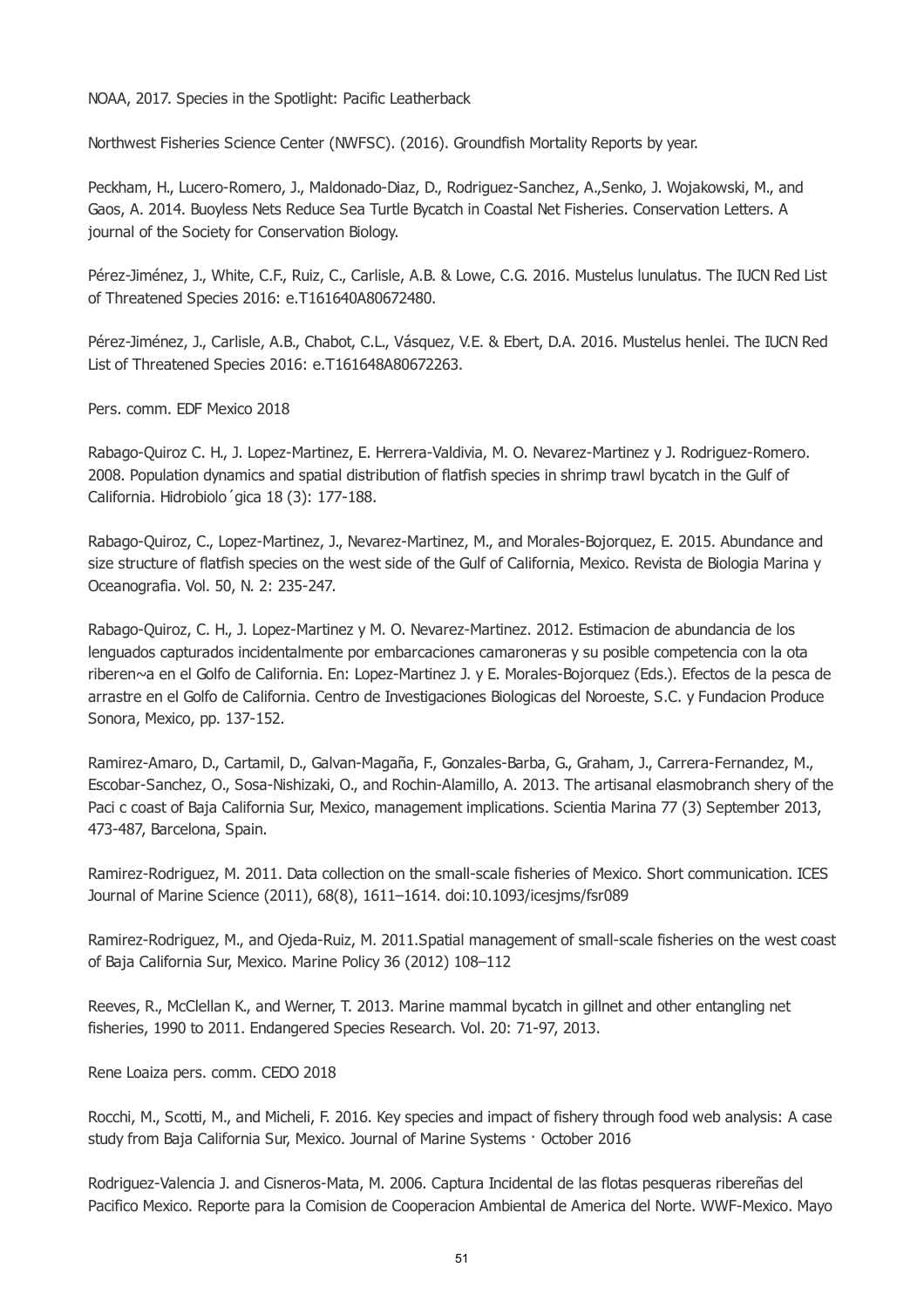NOAA, 2017. Species in the Spotlight: Pacific Leatherback

Northwest Fisheries Science Center (NWFSC). (2016). Groundfish Mortality Reports by year.

Peckham, H., Lucero-Romero, J., Maldonado-Diaz, D., Rodriguez-Sanchez, A.,Senko, J. Wojakowski, M., and Gaos, A. 2014. Buoyless Nets Reduce Sea Turtle Bycatch in Coastal Net Fisheries. Conservation Letters. A journal of the Society for Conservation Biology.

Pérez-Jiménez, J., White, C.F., Ruiz, C., Carlisle, A.B. & Lowe, C.G. 2016. Mustelus lunulatus. The IUCN Red List of Threatened Species 2016: e.T161640A80672480.

Pérez-Jiménez, J., Carlisle, A.B., Chabot, C.L., Vásquez, V.E. & Ebert, D.A. 2016. Mustelus henlei. The IUCN Red List of Threatened Species 2016: e.T161648A80672263.

Pers. comm. EDF Mexico 2018

Rabago-Quiroz C. H., J. Lopez-Martinez, E. Herrera-Valdivia, M. O. Nevarez-Martinez y J. Rodriguez-Romero. 2008. Population dynamics and spatial distribution of flatfish species in shrimp trawl bycatch in the Gulf of California. Hidrobiolo´gica 18 (3): 177-188.

Rabago-Quiroz, C., Lopez-Martinez, J., Nevarez-Martinez, M., and Morales-Bojorquez, E. 2015. Abundance and size structure of flatfish species on the west side of the Gulf of California, Mexico. Revista de Biologia Marina y Oceanografia. Vol. 50, N. 2: 235-247.

Rabago-Quiroz, C. H., J. Lopez-Martinez y M. O. Nevarez-Martinez. 2012. Estimacion de abundancia de los lenguados capturados incidentalmente por embarcaciones camaroneras y su posible competencia con la ota riberen~a en el Golfo de California. En: Lopez-Martinez J. y E. Morales-Bojorquez (Eds.). Efectos de la pesca de arrastre en el Golfo de California. Centro de Investigaciones Biologicas del Noroeste, S.C. y Fundacion Produce Sonora, Mexico, pp. 137-152.

Ramirez-Amaro, D., Cartamil, D., Galvan-Magaña, F., Gonzales-Barba, G., Graham, J., Carrera-Fernandez, M., Escobar-Sanchez, O., Sosa-Nishizaki, O., and Rochin-Alamillo, A. 2013. The artisanal elasmobranch shery of the Paci c coast of Baja California Sur, Mexico, management implications. Scientia Marina 77 (3) September 2013, 473-487, Barcelona, Spain.

Ramirez-Rodriguez, M. 2011. Data collection on the small-scale fisheries of Mexico. Short communication. ICES Journal of Marine Science (2011), 68(8), 1611–1614. doi:10.1093/icesjms/fsr089

Ramirez-Rodriguez, M., and Ojeda-Ruiz, M. 2011.Spatial management of small-scale fisheries on the west coast of Baja California Sur, Mexico. Marine Policy 36 (2012) 108–112

Reeves, R., McClellan K., and Werner, T. 2013. Marine mammal bycatch in gillnet and other entangling net fisheries, 1990 to 2011. Endangered Species Research. Vol. 20: 71-97, 2013.

Rene Loaiza pers. comm. CEDO 2018

Rocchi, M., Scotti, M., and Micheli, F. 2016. Key species and impact of fishery through food web analysis: A case study from Baja California Sur, Mexico. Journal of Marine Systems · October 2016

Rodriguez-Valencia J. and Cisneros-Mata, M. 2006. Captura Incidental de las flotas pesqueras ribereñas del Pacifico Mexico. Reporte para la Comision de Cooperacion Ambiental de America del Norte. WWF-Mexico. Mayo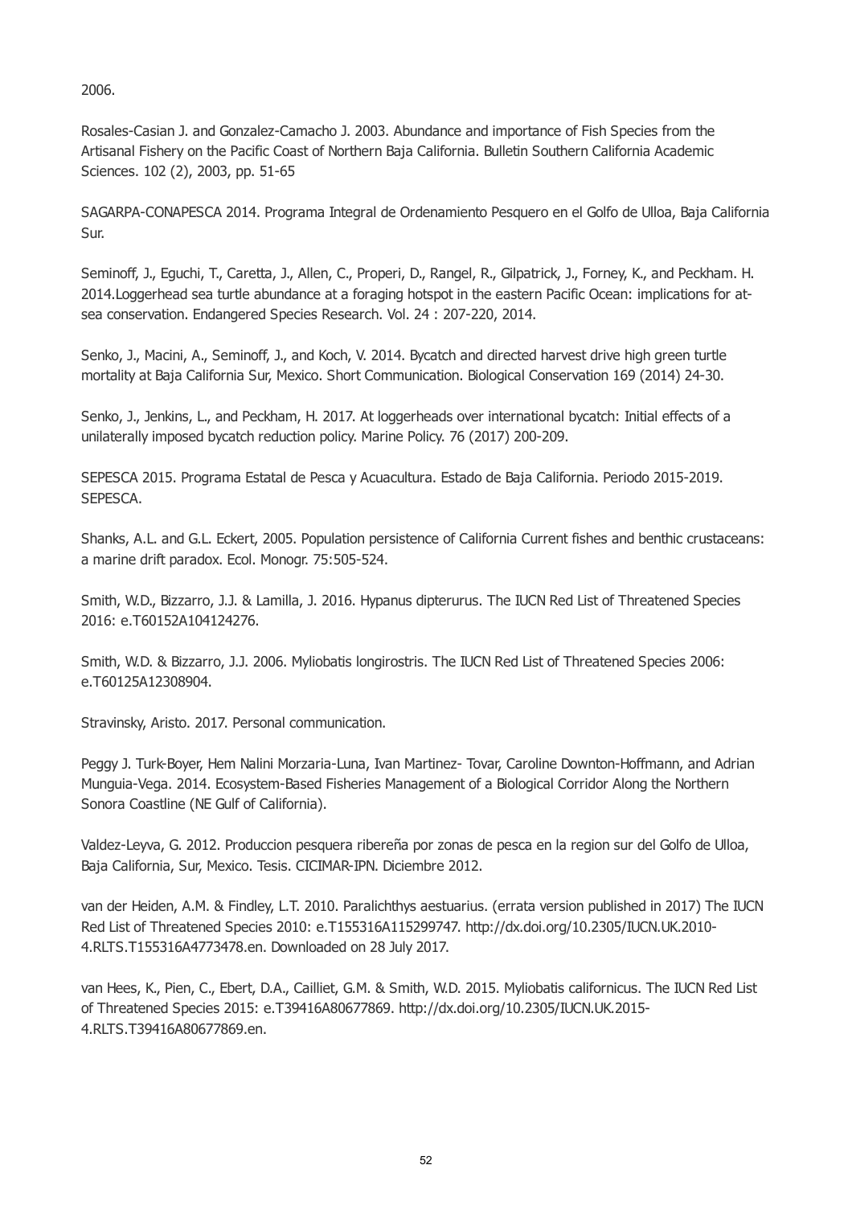2006.

Rosales-Casian J. and Gonzalez-Camacho J. 2003. Abundance and importance of Fish Species from the Artisanal Fishery on the Pacific Coast of Northern Baja California. Bulletin Southern California Academic Sciences. 102 (2), 2003, pp. 51-65

SAGARPA-CONAPESCA 2014. Programa Integral de Ordenamiento Pesquero en el Golfo de Ulloa, Baja California Sur.

Seminoff, J., Eguchi, T., Caretta, J., Allen, C., Properi, D., Rangel, R., Gilpatrick, J., Forney, K., and Peckham. H. 2014.Loggerhead sea turtle abundance at a foraging hotspot in the eastern Pacific Ocean: implications for at-sea conservation. Endangered Species Research. Vol. 24 : 207-220, 2014.

Senko, J., Macini, A., Seminoff, J., and Koch, V. 2014. Bycatch and directed harvest drive high green turtle mortality at Baja California Sur, Mexico. Short Communication. Biological Conservation 169 (2014) 24-30.

Senko, J., Jenkins, L., and Peckham, H. 2017. At loggerheads over international bycatch: Initial effects of a unilaterally imposed bycatch reduction policy. Marine Policy. 76 (2017) 200-209.

SEPESCA 2015. Programa Estatal de Pesca y Acuacultura. Estado de Baja California. Periodo 2015-2019. SEPESCA.

Shanks, A.L. and G.L. Eckert, 2005. Population persistence of California Current fishes and benthic crustaceans: a marine drift paradox. Ecol. Monogr. 75:505-524.

Smith, W.D., Bizzarro, J.J. & Lamilla, J. 2016. Hypanus dipterurus. The IUCN Red List of Threatened Species 2016: e.T60152A104124276.

Smith, W.D. & Bizzarro, J.J. 2006. Myliobatis longirostris. The IUCN Red List of Threatened Species 2006: e.T60125A12308904.

Stravinsky, Aristo. 2017. Personal communication.

Peggy J. Turk-Boyer, Hem Nalini Morzaria-Luna, Ivan Martinez- Tovar, Caroline Downton-Hoffmann, and Adrian Munguia-Vega. 2014. Ecosystem-Based Fisheries Management of a Biological Corridor Along the Northern Sonora Coastline (NE Gulf of California).

Valdez-Leyva, G. 2012. Produccion pesquera ribereña por zonas de pesca en la region sur del Golfo de Ulloa, Baja California, Sur, Mexico. Tesis. CICIMAR-IPN. Diciembre 2012.

van der Heiden, A.M. & Findley, L.T. 2010. Paralichthys aestuarius. (errata version published in 2017) The IUCN Red List of Threatened Species 2010: e.T155316A115299747. http://dx.doi.org/10.2305/IUCN.UK.2010-4.RLTS.T155316A4773478.en. Downloaded on 28 July 2017.

van Hees, K., Pien, C., Ebert, D.A., Cailliet, G.M. & Smith, W.D. 2015. Myliobatis californicus. The IUCN Red List of Threatened Species 2015: e.T39416A80677869. http://dx.doi.org/10.2305/IUCN.UK.2015-4.RLTS.T39416A80677869.en.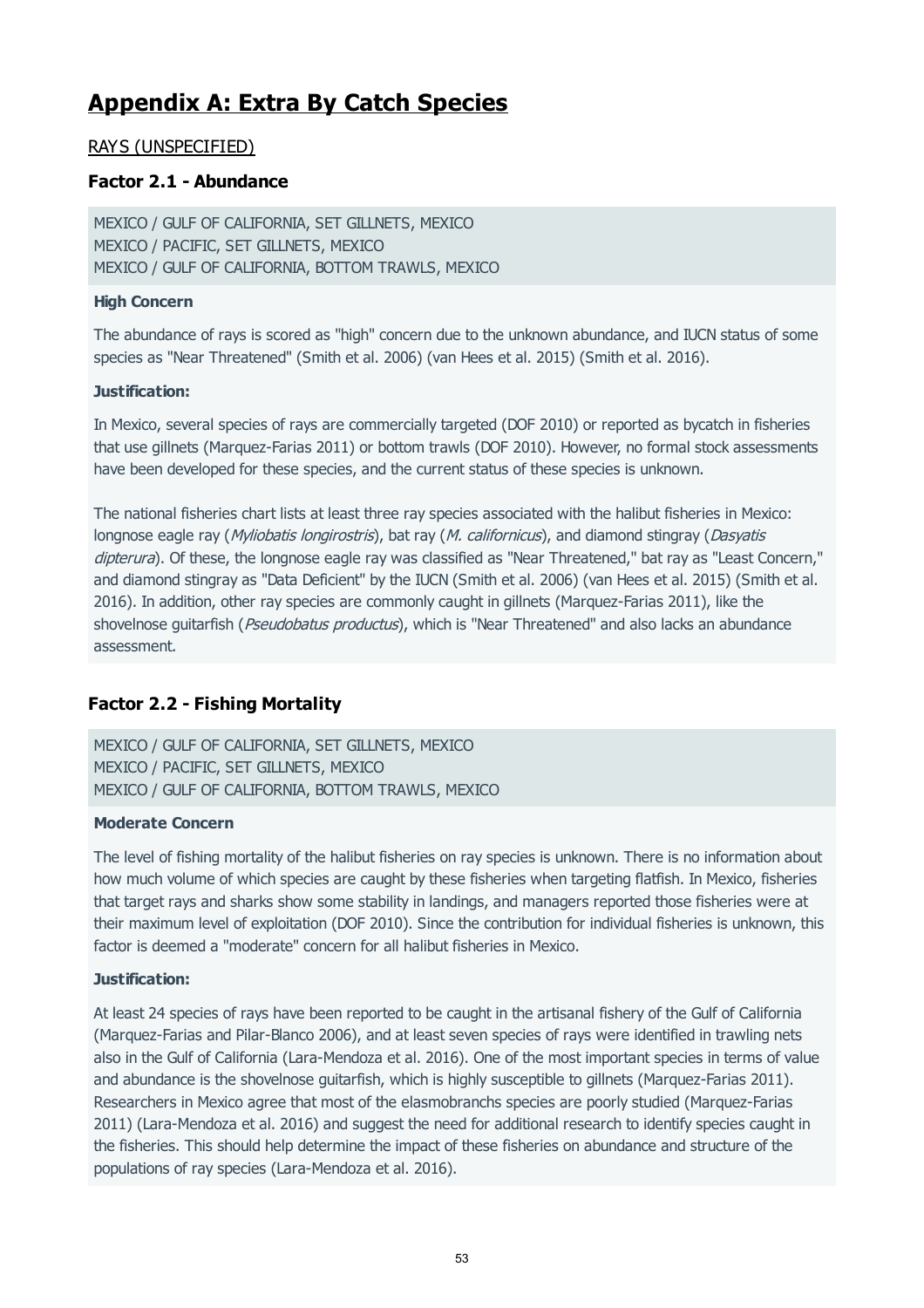# Appendix A: Extra By Catch Species

RAYS (UNSPECIFIED)

### Factor 2.1 - Abundance

MEXICO / GULF OF CALIFORNIA, SET GILLNETS, MEXICO
MEXICO / PACIFIC, SET GILLNETS, MEXICO
MEXICO / GULF OF CALIFORNIA, BOTTOM TRAWLS, MEXICO

**High Concern**

The abundance of rays is scored as "high" concern due to the unknown abundance, and IUCN status of some species as "Near Threatened" (Smith et al. 2006) (van Hees et al. 2015) (Smith et al. 2016).

**Justification:**

In Mexico, several species of rays are commercially targeted (DOF 2010) or reported as bycatch in fisheries that use gillnets (Marquez-Farias 2011) or bottom trawls (DOF 2010). However, no formal stock assessments have been developed for these species, and the current status of these species is unknown.

The national fisheries chart lists at least three ray species associated with the halibut fisheries in Mexico: longnose eagle ray (*Myliobatis longirostris*), bat ray (*M. californicus*), and diamond stingray (*Dasyatis dipterura*). Of these, the longnose eagle ray was classified as "Near Threatened," bat ray as "Least Concern," and diamond stingray as "Data Deficient" by the IUCN (Smith et al. 2006) (van Hees et al. 2015) (Smith et al. 2016). In addition, other ray species are commonly caught in gillnets (Marquez-Farias 2011), like the shovelnose guitarfish (*Pseudobatus productus*), which is "Near Threatened" and also lacks an abundance assessment.

### Factor 2.2 - Fishing Mortality

MEXICO / GULF OF CALIFORNIA, SET GILLNETS, MEXICO
MEXICO / PACIFIC, SET GILLNETS, MEXICO
MEXICO / GULF OF CALIFORNIA, BOTTOM TRAWLS, MEXICO

**Moderate Concern**

The level of fishing mortality of the halibut fisheries on ray species is unknown. There is no information about how much volume of which species are caught by these fisheries when targeting flatfish. In Mexico, fisheries that target rays and sharks show some stability in landings, and managers reported those fisheries were at their maximum level of exploitation (DOF 2010). Since the contribution for individual fisheries is unknown, this factor is deemed a "moderate" concern for all halibut fisheries in Mexico.

**Justification:**

At least 24 species of rays have been reported to be caught in the artisanal fishery of the Gulf of California (Marquez-Farias and Pilar-Blanco 2006), and at least seven species of rays were identified in trawling nets also in the Gulf of California (Lara-Mendoza et al. 2016). One of the most important species in terms of value and abundance is the shovelnose guitarfish, which is highly susceptible to gillnets (Marquez-Farias 2011). Researchers in Mexico agree that most of the elasmobranchs species are poorly studied (Marquez-Farias 2011) (Lara-Mendoza et al. 2016) and suggest the need for additional research to identify species caught in the fisheries. This should help determine the impact of these fisheries on abundance and structure of the populations of ray species (Lara-Mendoza et al. 2016).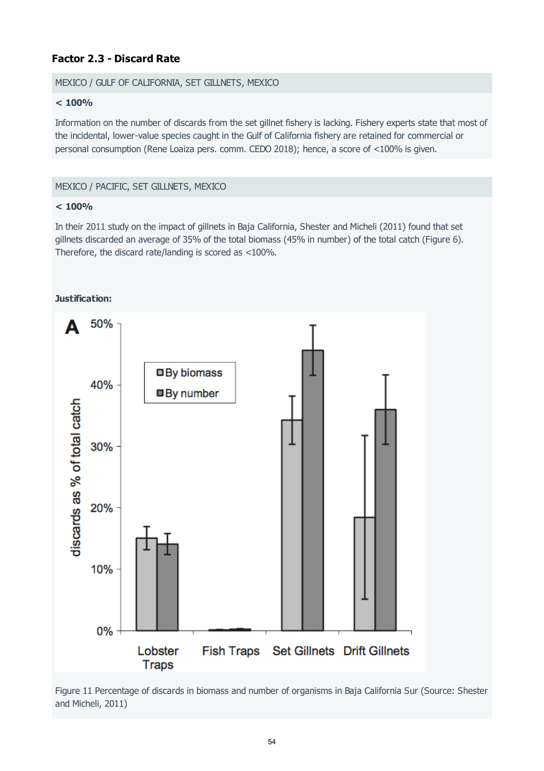### Factor 2.3 - Discard Rate

MEXICO / GULF OF CALIFORNIA, SET GILLNETS, MEXICO

**< 100%**

Information on the number of discards from the set gillnet fishery is lacking. Fishery experts state that most of the incidental, lower-value species caught in the Gulf of California fishery are retained for commercial or personal consumption (Rene Loaiza pers. comm. CEDO 2018); hence, a score of <100% is given.

MEXICO / PACIFIC, SET GILLNETS, MEXICO

**< 100%**

In their 2011 study on the impact of gillnets in Baja California, Shester and Micheli (2011) found that set gillnets discarded an average of 35% of the total biomass (45% in number) of the total catch (Figure 6). Therefore, the discard rate/landing is scored as <100%.

**Justification:**

Figure 11 Percentage of discards in biomass and number of organisms in Baja California Sur (Source: Shester and Micheli, 2011)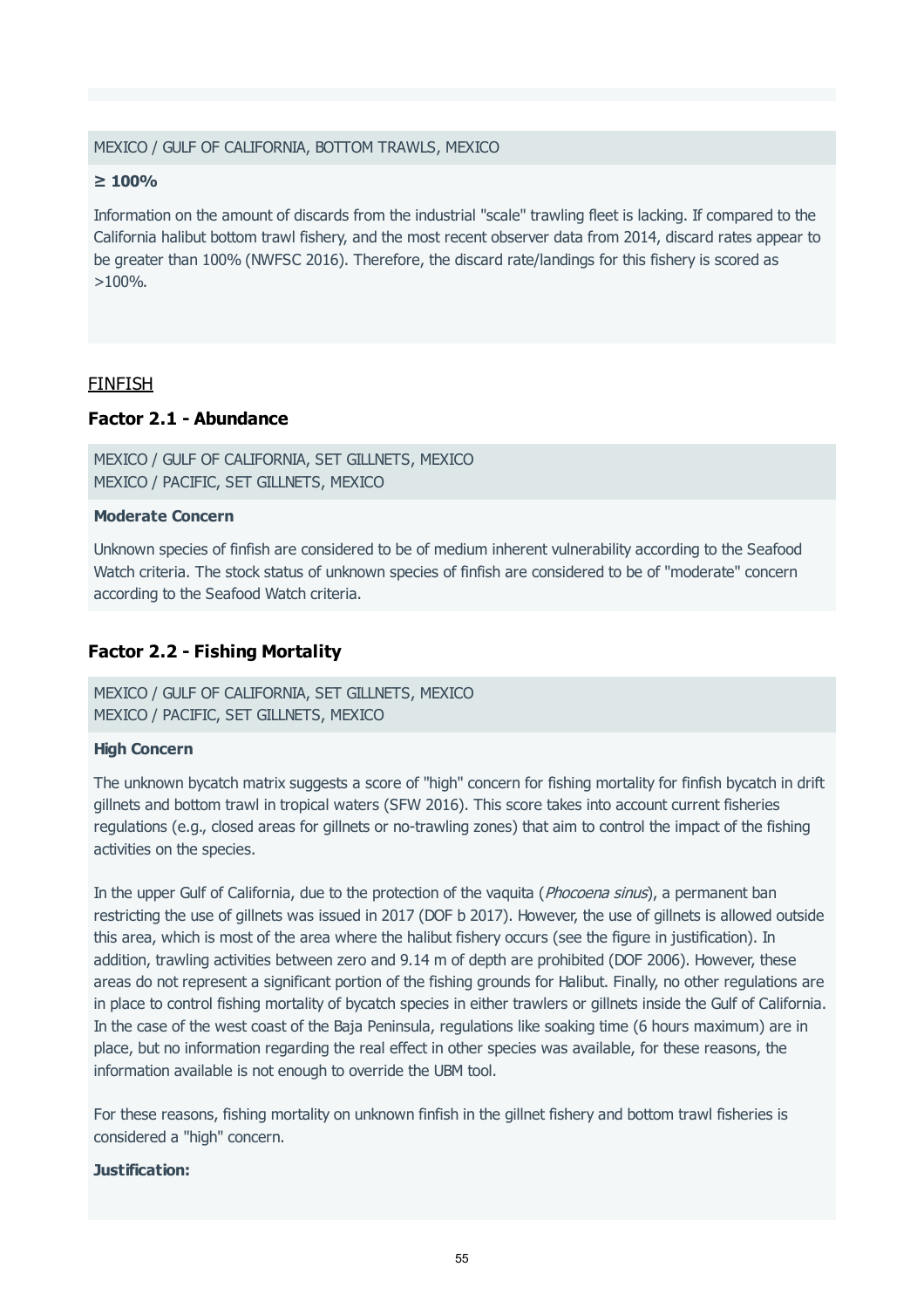MEXICO / GULF OF CALIFORNIA, BOTTOM TRAWLS, MEXICO

**≥ 100%**

Information on the amount of discards from the industrial "scale" trawling fleet is lacking. If compared to the California halibut bottom trawl fishery, and the most recent observer data from 2014, discard rates appear to be greater than 100% (NWFSC 2016). Therefore, the discard rate/landings for this fishery is scored as >100%.

FINFISH

### Factor 2.1 - Abundance

MEXICO / GULF OF CALIFORNIA, SET GILLNETS, MEXICO
MEXICO / PACIFIC, SET GILLNETS, MEXICO

**Moderate Concern**

Unknown species of finfish are considered to be of medium inherent vulnerability according to the Seafood Watch criteria. The stock status of unknown species of finfish are considered to be of "moderate" concern according to the Seafood Watch criteria.

### Factor 2.2 - Fishing Mortality

MEXICO / GULF OF CALIFORNIA, SET GILLNETS, MEXICO
MEXICO / PACIFIC, SET GILLNETS, MEXICO

**High Concern**

The unknown bycatch matrix suggests a score of "high" concern for fishing mortality for finfish bycatch in drift gillnets and bottom trawl in tropical waters (SFW 2016). This score takes into account current fisheries regulations (e.g., closed areas for gillnets or no-trawling zones) that aim to control the impact of the fishing activities on the species.

In the upper Gulf of California, due to the protection of the vaquita (*Phocoena sinus*), a permanent ban restricting the use of gillnets was issued in 2017 (DOF b 2017). However, the use of gillnets is allowed outside this area, which is most of the area where the halibut fishery occurs (see the figure in justification). In addition, trawling activities between zero and 9.14 m of depth are prohibited (DOF 2006). However, these areas do not represent a significant portion of the fishing grounds for Halibut. Finally, no other regulations are in place to control fishing mortality of bycatch species in either trawlers or gillnets inside the Gulf of California. In the case of the west coast of the Baja Peninsula, regulations like soaking time (6 hours maximum) are in place, but no information regarding the real effect in other species was available, for these reasons, the information available is not enough to override the UBM tool.

For these reasons, fishing mortality on unknown finfish in the gillnet fishery and bottom trawl fisheries is considered a "high" concern.

**Justification:**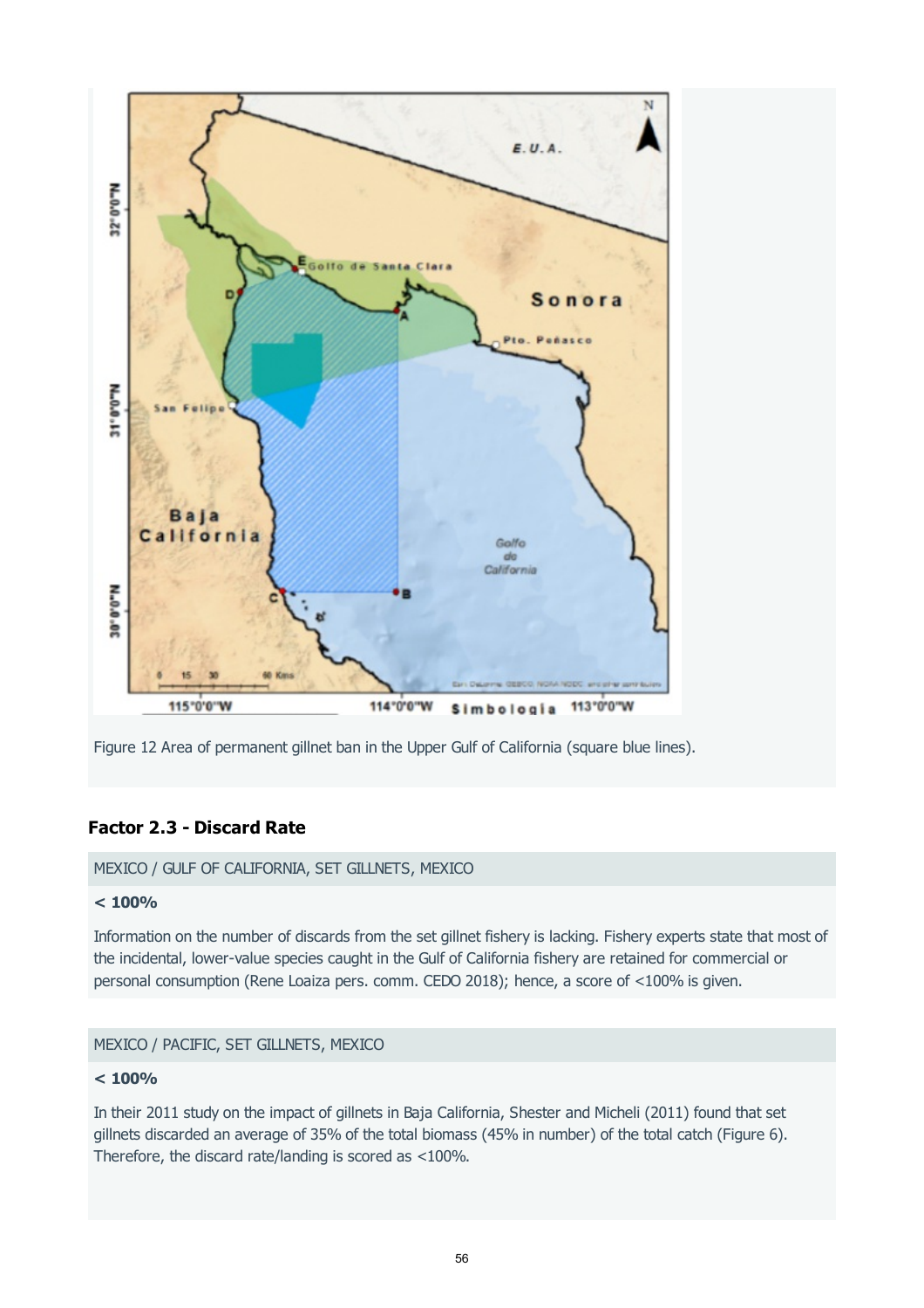Figure 12 Area of permanent gillnet ban in the Upper Gulf of California (square blue lines).

### Factor 2.3 - Discard Rate

MEXICO / GULF OF CALIFORNIA, SET GILLNETS, MEXICO

**< 100%**

Information on the number of discards from the set gillnet fishery is lacking. Fishery experts state that most of the incidental, lower-value species caught in the Gulf of California fishery are retained for commercial or personal consumption (Rene Loaiza pers. comm. CEDO 2018); hence, a score of <100% is given.

MEXICO / PACIFIC, SET GILLNETS, MEXICO

**< 100%**

In their 2011 study on the impact of gillnets in Baja California, Shester and Micheli (2011) found that set gillnets discarded an average of 35% of the total biomass (45% in number) of the total catch (Figure 6). Therefore, the discard rate/landing is scored as <100%.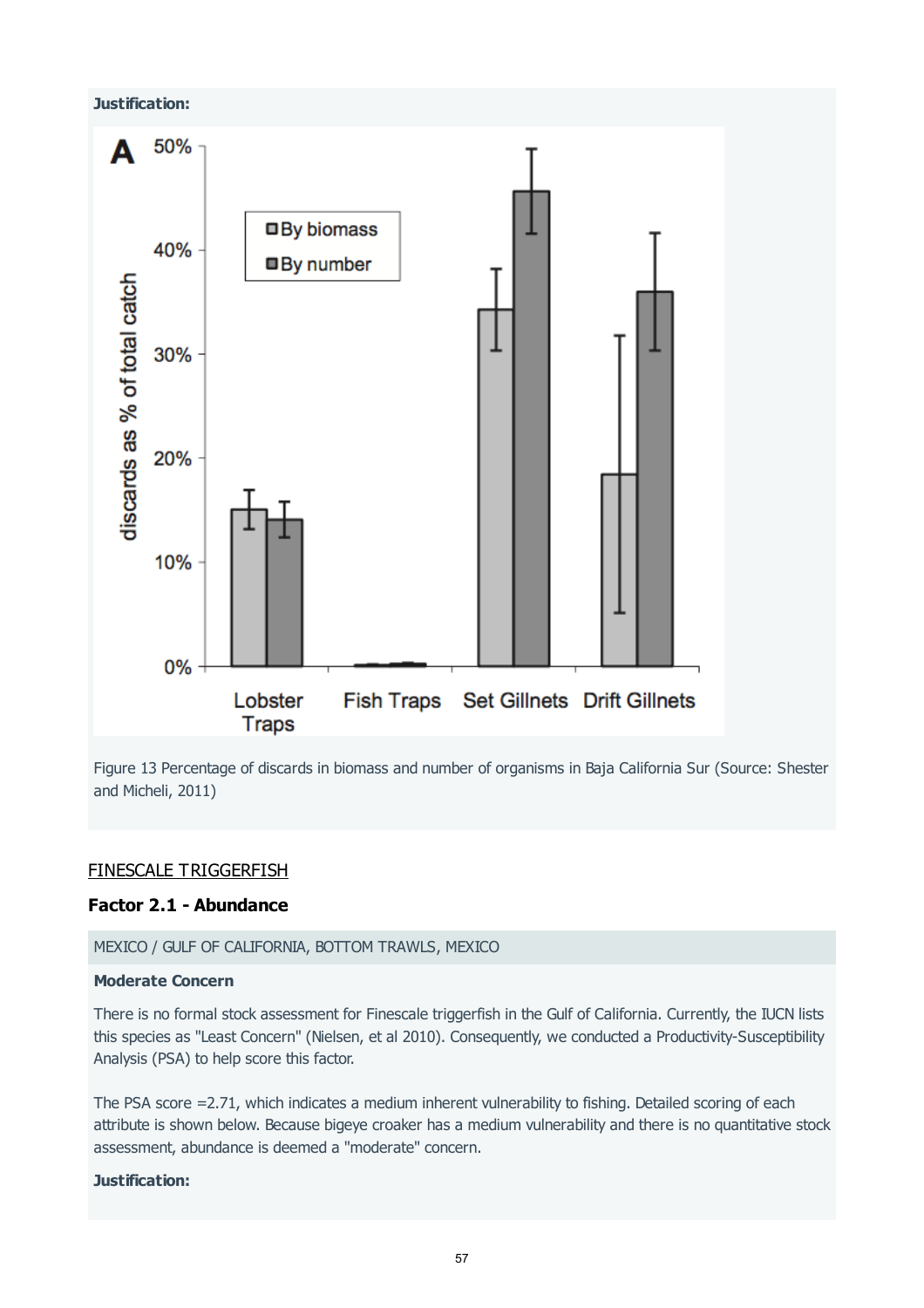**Justification:**

Figure 13 Percentage of discards in biomass and number of organisms in Baja California Sur (Source: Shester and Micheli, 2011)

FINESCALE TRIGGERFISH

**Factor 2.1 - Abundance**

MEXICO / GULF OF CALIFORNIA, BOTTOM TRAWLS, MEXICO

**Moderate Concern**

There is no formal stock assessment for Finescale triggerfish in the Gulf of California. Currently, the IUCN lists this species as "Least Concern" (Nielsen, et al 2010). Consequently, we conducted a Productivity-Susceptibility Analysis (PSA) to help score this factor.

The PSA score =2.71, which indicates a medium inherent vulnerability to fishing. Detailed scoring of each attribute is shown below. Because bigeye croaker has a medium vulnerability and there is no quantitative stock assessment, abundance is deemed a "moderate" concern.

**Justification:**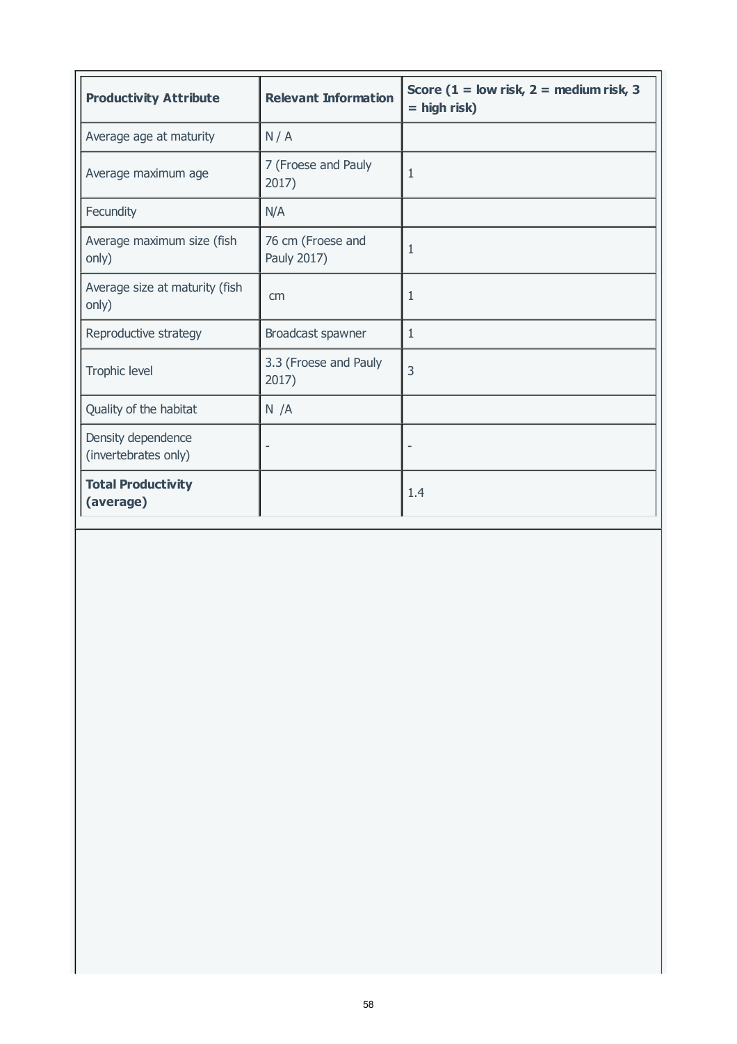| **Productivity Attribute** | **Relevant Information** | **Score (1 = low risk, 2 = medium risk, 3 = high risk)** |
|---|---|---|
| Average age at maturity | N / A | |
| Average maximum age | 7 (Froese and Pauly 2017) | 1 |
| Fecundity | N/A | |
| Average maximum size (fish only) | 76 cm (Froese and Pauly 2017) | 1 |
| Average size at maturity (fish only) | cm | 1 |
| Reproductive strategy | Broadcast spawner | 1 |
| Trophic level | 3.3 (Froese and Pauly 2017) | 3 |
| Quality of the habitat | N /A | |
| Density dependence (invertebrates only) | - | - |
| **Total Productivity (average)** | | 1.4 |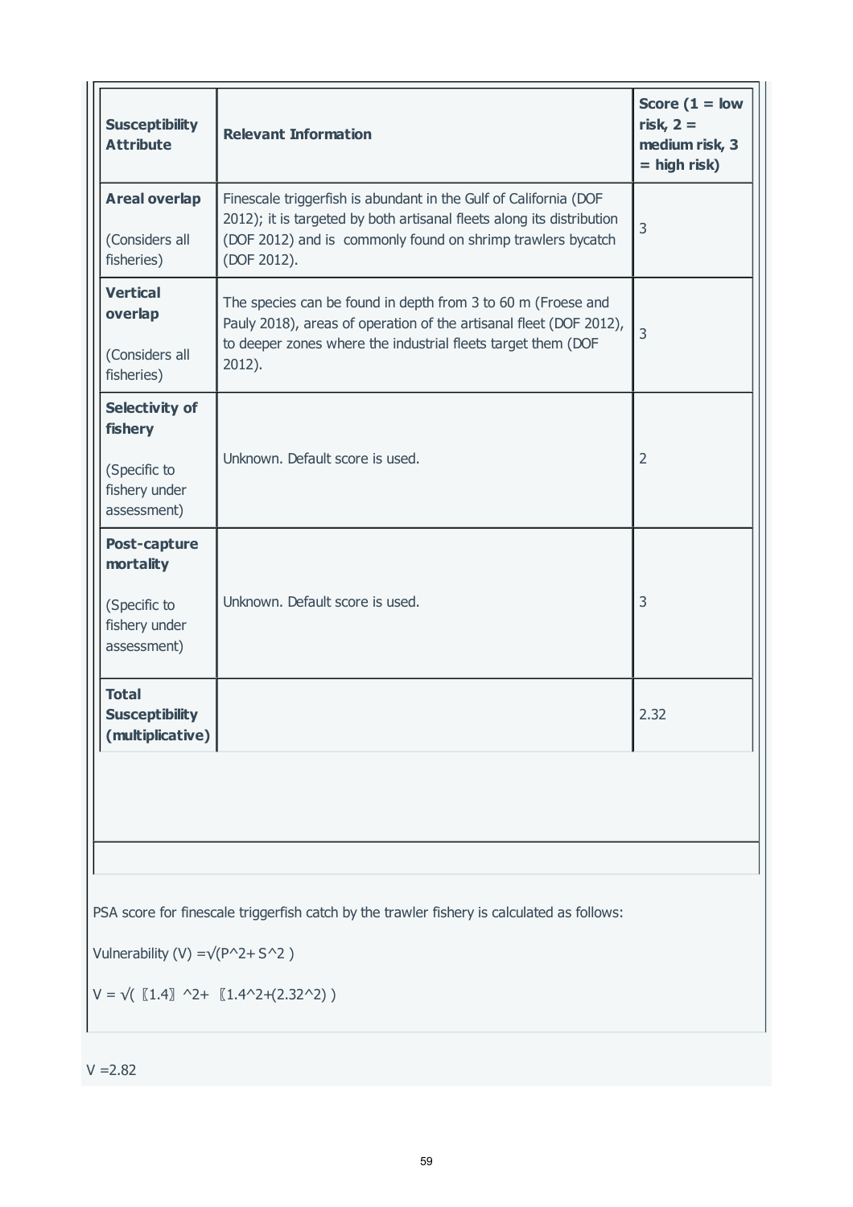| Susceptibility Attribute | Relevant Information | Score (1 = low risk, 2 = medium risk, 3 = high risk) |
|---|---|---|
| **Areal overlap**<br><br>(Considers all fisheries) | Finescale triggerfish is abundant in the Gulf of California (DOF 2012); it is targeted by both artisanal fleets along its distribution (DOF 2012) and is commonly found on shrimp trawlers bycatch (DOF 2012). | 3 |
| **Vertical overlap**<br><br>(Considers all fisheries) | The species can be found in depth from 3 to 60 m (Froese and Pauly 2018), areas of operation of the artisanal fleet (DOF 2012), to deeper zones where the industrial fleets target them (DOF 2012). | 3 |
| **Selectivity of fishery**<br><br>(Specific to fishery under assessment) | Unknown. Default score is used. | 2 |
| **Post-capture mortality**<br><br>(Specific to fishery under assessment) | Unknown. Default score is used. | 3 |
| **Total Susceptibility (multiplicative)** | | 2.32 |

PSA score for finescale triggerfish catch by the trawler fishery is calculated as follows:

Vulnerability (V) $=\sqrt{P^2 + S^2}$

$V = \sqrt{1.4^2 + 1.4^2 + (2.32^2)}$

V =2.82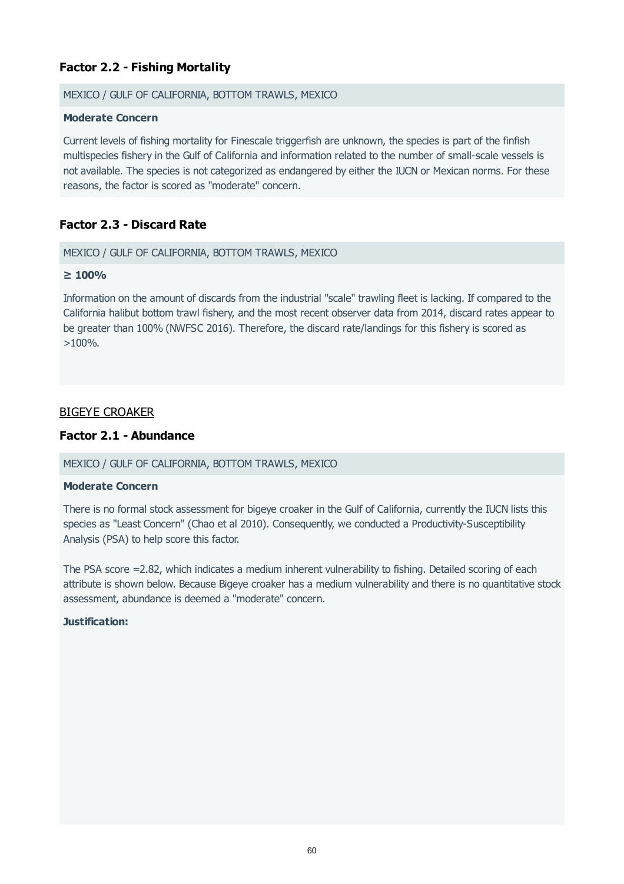### Factor 2.2 - Fishing Mortality

MEXICO / GULF OF CALIFORNIA, BOTTOM TRAWLS, MEXICO

**Moderate Concern**

Current levels of fishing mortality for Finescale triggerfish are unknown, the species is part of the finfish multispecies fishery in the Gulf of California and information related to the number of small-scale vessels is not available. The species is not categorized as endangered by either the IUCN or Mexican norms. For these reasons, the factor is scored as "moderate" concern.

### Factor 2.3 - Discard Rate

MEXICO / GULF OF CALIFORNIA, BOTTOM TRAWLS, MEXICO

**≥ 100%**

Information on the amount of discards from the industrial "scale" trawling fleet is lacking. If compared to the California halibut bottom trawl fishery, and the most recent observer data from 2014, discard rates appear to be greater than 100% (NWFSC 2016). Therefore, the discard rate/landings for this fishery is scored as >100%.

BIGEYE CROAKER

### Factor 2.1 - Abundance

MEXICO / GULF OF CALIFORNIA, BOTTOM TRAWLS, MEXICO

**Moderate Concern**

There is no formal stock assessment for bigeye croaker in the Gulf of California, currently the IUCN lists this species as "Least Concern" (Chao et al 2010). Consequently, we conducted a Productivity-Susceptibility Analysis (PSA) to help score this factor.

The PSA score =2.82, which indicates a medium inherent vulnerability to fishing. Detailed scoring of each attribute is shown below. Because Bigeye croaker has a medium vulnerability and there is no quantitative stock assessment, abundance is deemed a "moderate" concern.

**Justification:**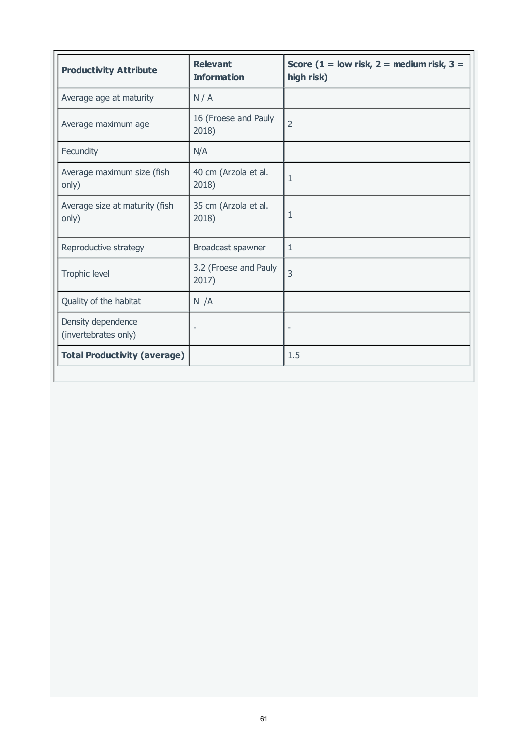| Productivity Attribute | Relevant Information | Score (1 = low risk, 2 = medium risk, 3 = high risk) |
|---|---|---|
| Average age at maturity | N / A | |
| Average maximum age | 16 (Froese and Pauly 2018) | 2 |
| Fecundity | N/A | |
| Average maximum size (fish only) | 40 cm (Arzola et al. 2018) | 1 |
| Average size at maturity (fish only) | 35 cm (Arzola et al. 2018) | 1 |
| Reproductive strategy | Broadcast spawner | 1 |
| Trophic level | 3.2 (Froese and Pauly 2017) | 3 |
| Quality of the habitat | N /A | |
| Density dependence (invertebrates only) | - | - |
| **Total Productivity (average)** | | 1.5 |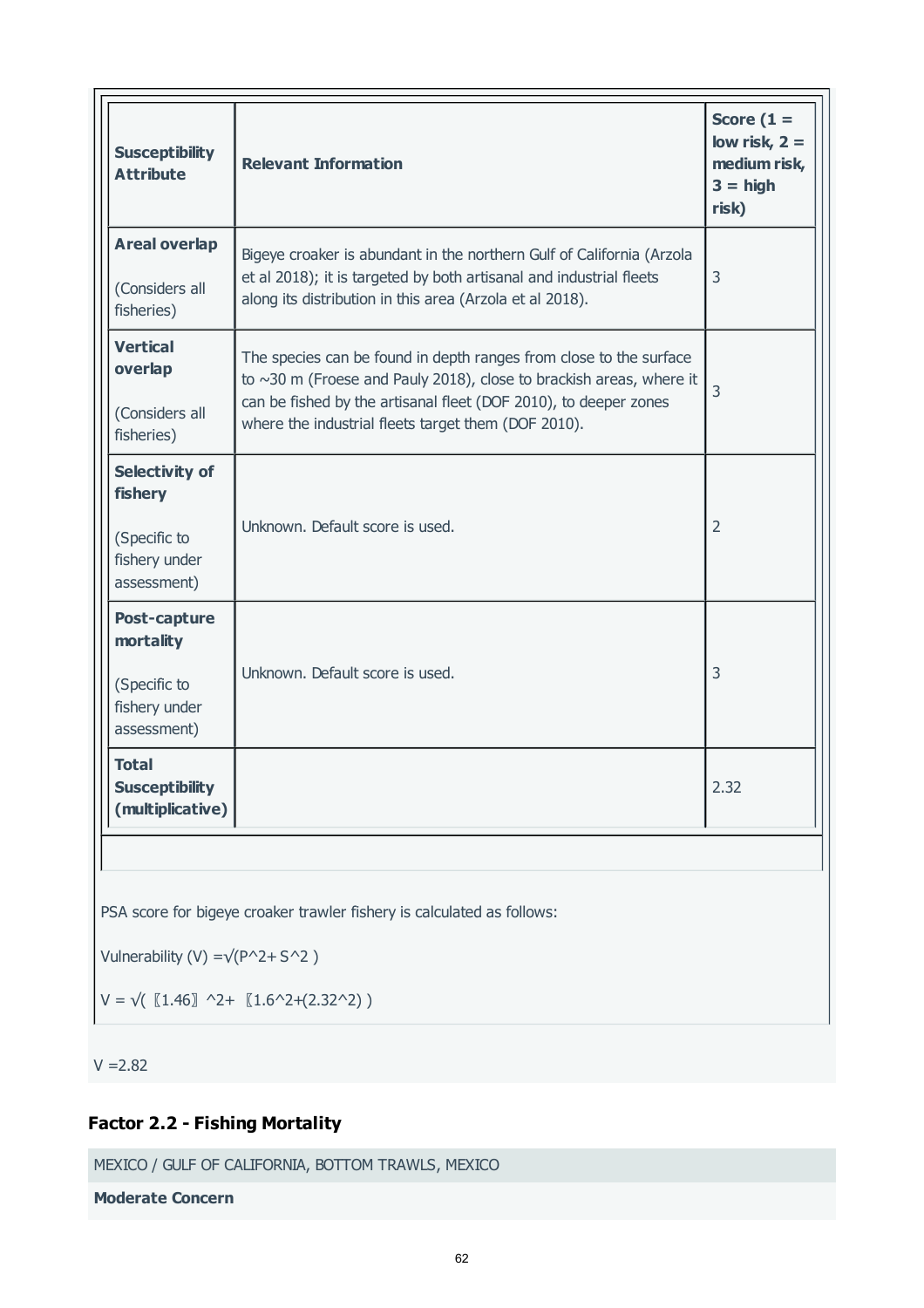| **Susceptibility Attribute** | **Relevant Information** | **Score (1 = low risk, 2 = medium risk, 3 = high risk)** |
|---|---|---|
| **Areal overlap** (Considers all fisheries) | Bigeye croaker is abundant in the northern Gulf of California (Arzola et al 2018); it is targeted by both artisanal and industrial fleets along its distribution in this area (Arzola et al 2018). | 3 |
| **Vertical overlap** (Considers all fisheries) | The species can be found in depth ranges from close to the surface to ~30 m (Froese and Pauly 2018), close to brackish areas, where it can be fished by the artisanal fleet (DOF 2010), to deeper zones where the industrial fleets target them (DOF 2010). | 3 |
| **Selectivity of fishery** (Specific to fishery under assessment) | Unknown. Default score is used. | 2 |
| **Post-capture mortality** (Specific to fishery under assessment) | Unknown. Default score is used. | 3 |
| **Total Susceptibility (multiplicative)** | | 2.32 |

PSA score for bigeye croaker trawler fishery is calculated as follows:

Vulnerability (V) $=\sqrt{P^2+S^2}$

$V = \sqrt{1.46^2 + 1.6^2 + (2.32^2)}$

V =2.82

## Factor 2.2 - Fishing Mortality

MEXICO / GULF OF CALIFORNIA, BOTTOM TRAWLS, MEXICO

**Moderate Concern**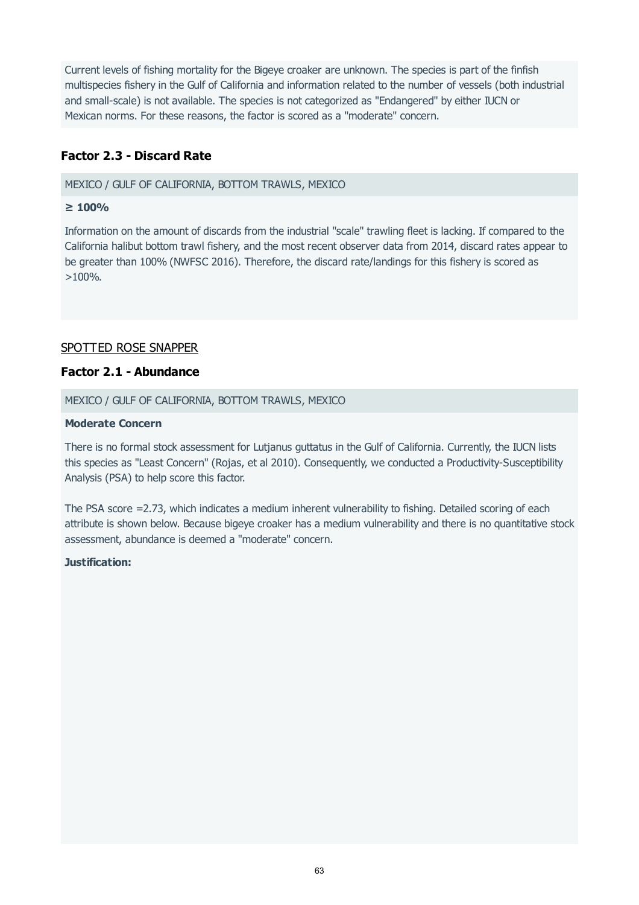Current levels of fishing mortality for the Bigeye croaker are unknown. The species is part of the finfish multispecies fishery in the Gulf of California and information related to the number of vessels (both industrial and small-scale) is not available. The species is not categorized as "Endangered" by either IUCN or Mexican norms. For these reasons, the factor is scored as a "moderate" concern.

### Factor 2.3 - Discard Rate

MEXICO / GULF OF CALIFORNIA, BOTTOM TRAWLS, MEXICO

**≥ 100%**

Information on the amount of discards from the industrial "scale" trawling fleet is lacking. If compared to the California halibut bottom trawl fishery, and the most recent observer data from 2014, discard rates appear to be greater than 100% (NWFSC 2016). Therefore, the discard rate/landings for this fishery is scored as >100%.

## SPOTTED ROSE SNAPPER

### Factor 2.1 - Abundance

MEXICO / GULF OF CALIFORNIA, BOTTOM TRAWLS, MEXICO

**Moderate Concern**

There is no formal stock assessment for Lutjanus guttatus in the Gulf of California. Currently, the IUCN lists this species as "Least Concern" (Rojas, et al 2010). Consequently, we conducted a Productivity-Susceptibility Analysis (PSA) to help score this factor.

The PSA score =2.73, which indicates a medium inherent vulnerability to fishing. Detailed scoring of each attribute is shown below. Because bigeye croaker has a medium vulnerability and there is no quantitative stock assessment, abundance is deemed a "moderate" concern.

**Justification:**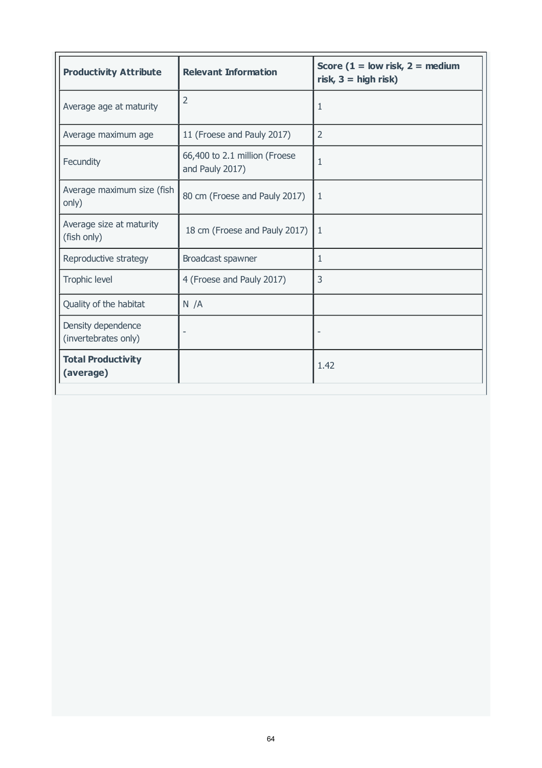| Productivity Attribute | Relevant Information | Score (1 = low risk, 2 = medium risk, 3 = high risk) |
|---|---|---|
| Average age at maturity | 2 | 1 |
| Average maximum age | 11 (Froese and Pauly 2017) | 2 |
| Fecundity | 66,400 to 2.1 million (Froese and Pauly 2017) | 1 |
| Average maximum size (fish only) | 80 cm (Froese and Pauly 2017) | 1 |
| Average size at maturity (fish only) | 18 cm (Froese and Pauly 2017) | 1 |
| Reproductive strategy | Broadcast spawner | 1 |
| Trophic level | 4 (Froese and Pauly 2017) | 3 |
| Quality of the habitat | N /A | |
| Density dependence (invertebrates only) | - | - |
| **Total Productivity (average)** | | 1.42 |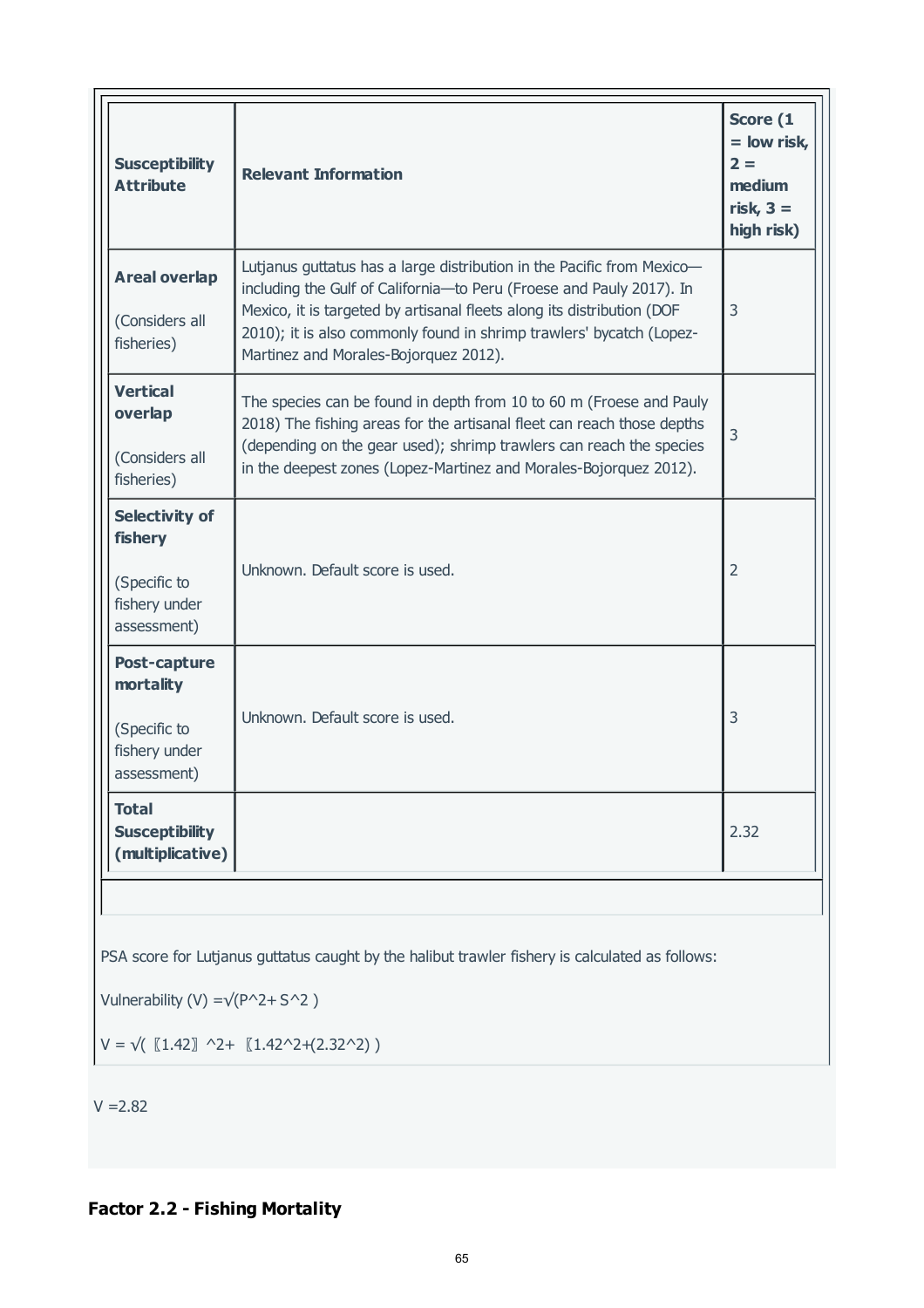| Susceptibility Attribute | Relevant Information | Score (1 = low risk, 2 = medium risk, 3 = high risk) |
|---|---|---|
| **Areal overlap**<br><br>(Considers all fisheries) | Lutjanus guttatus has a large distribution in the Pacific from Mexico—including the Gulf of California—to Peru (Froese and Pauly 2017). In Mexico, it is targeted by artisanal fleets along its distribution (DOF 2010); it is also commonly found in shrimp trawlers' bycatch (Lopez-Martinez and Morales-Bojorquez 2012). | 3 |
| **Vertical overlap**<br><br>(Considers all fisheries) | The species can be found in depth from 10 to 60 m (Froese and Pauly 2018) The fishing areas for the artisanal fleet can reach those depths (depending on the gear used); shrimp trawlers can reach the species in the deepest zones (Lopez-Martinez and Morales-Bojorquez 2012). | 3 |
| **Selectivity of fishery**<br><br>(Specific to fishery under assessment) | Unknown. Default score is used. | 2 |
| **Post-capture mortality**<br><br>(Specific to fishery under assessment) | Unknown. Default score is used. | 3 |
| **Total Susceptibility (multiplicative)** | | 2.32 |

PSA score for Lutjanus guttatus caught by the halibut trawler fishery is calculated as follows:

Vulnerability (V) $=\sqrt{(P^2+S^2)}$

$V = \sqrt{(〖1.42〗^2+ 〖1.42^2+(2.32^2)})$

V =2.82

## Factor 2.2 - Fishing Mortality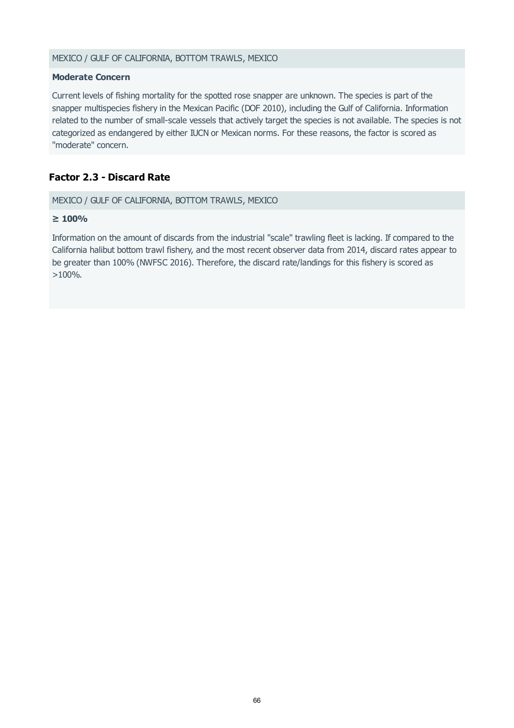MEXICO / GULF OF CALIFORNIA, BOTTOM TRAWLS, MEXICO

**Moderate Concern**

Current levels of fishing mortality for the spotted rose snapper are unknown. The species is part of the snapper multispecies fishery in the Mexican Pacific (DOF 2010), including the Gulf of California. Information related to the number of small-scale vessels that actively target the species is not available. The species is not categorized as endangered by either IUCN or Mexican norms. For these reasons, the factor is scored as "moderate" concern.

### Factor 2.3 - Discard Rate

MEXICO / GULF OF CALIFORNIA, BOTTOM TRAWLS, MEXICO

**≥ 100%**

Information on the amount of discards from the industrial "scale" trawling fleet is lacking. If compared to the California halibut bottom trawl fishery, and the most recent observer data from 2014, discard rates appear to be greater than 100% (NWFSC 2016). Therefore, the discard rate/landings for this fishery is scored as >100%.